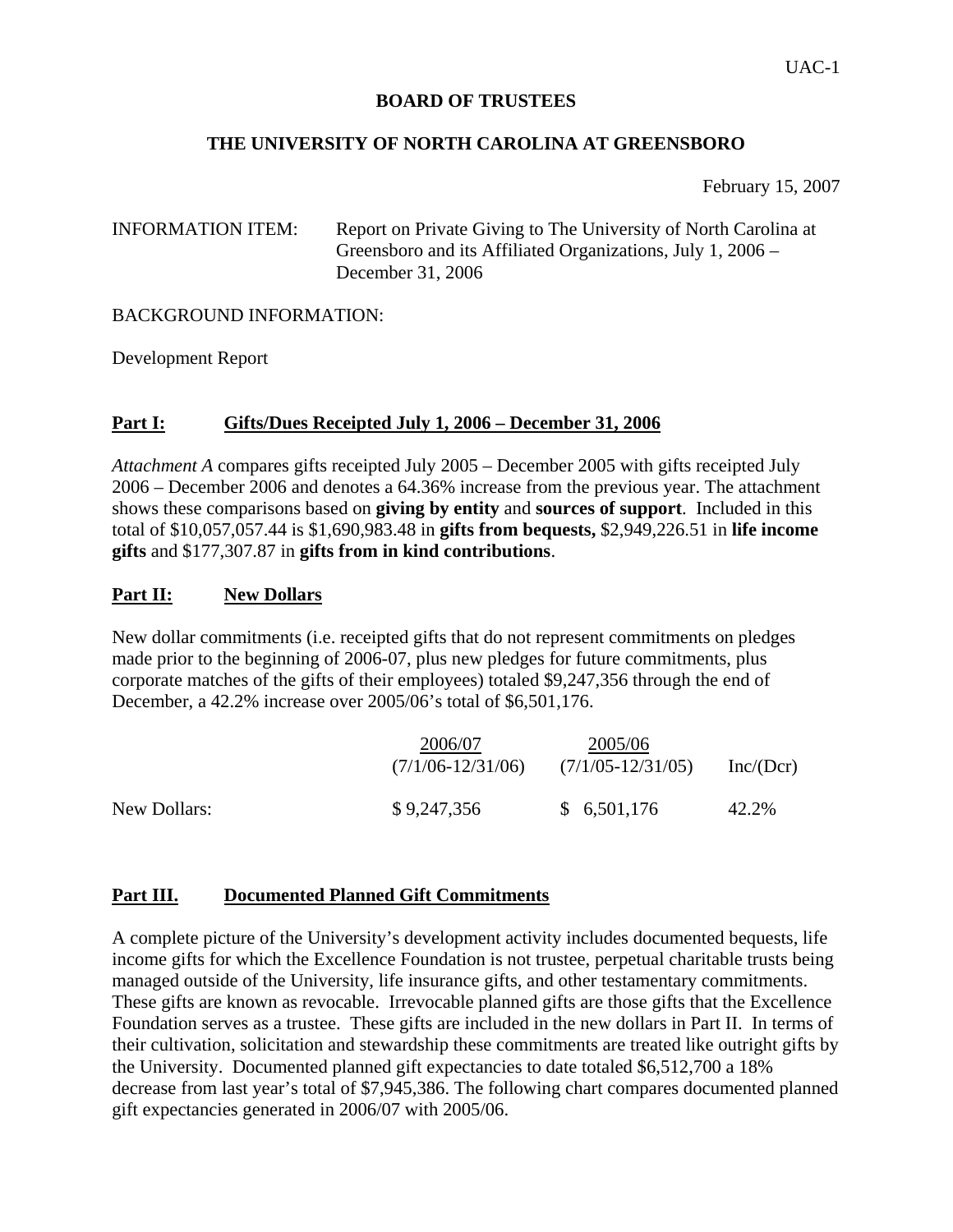UAC-1

**BOARD OF TRUSTEES**

**THE UNIVERSITY OF NORTH CAROLINA AT GREENSBORO**

February 15, 2007

INFORMATION ITEM: Report on Private Giving to The University of North Carolina at Greensboro and its Affiliated Organizations, July 1, 2006 – December 31, 2006

BACKGROUND INFORMATION:

Development Report

## Part I: Gifts/Dues Receipted July 1, 2006 – December 31, 2006

*Attachment A* compares gifts receipted July 2005 – December 2005 with gifts receipted July 2006 – December 2006 and denotes a 64.36% increase from the previous year. The attachment shows these comparisons based on **giving by entity** and **sources of support**. Included in this total of $10,057,057.44 is $1,690,983.48 in **gifts from bequests,** $2,949,226.51 in **life income gifts** and $177,307.87 in **gifts from in kind contributions**.

## Part II: New Dollars

New dollar commitments (i.e. receipted gifts that do not represent commitments on pledges made prior to the beginning of 2006-07, plus new pledges for future commitments, plus corporate matches of the gifts of their employees) totaled $9,247,356 through the end of December, a 42.2% increase over 2005/06's total of $6,501,176.

| | 2006/07 (7/1/06-12/31/06) | 2005/06 (7/1/05-12/31/05) | Inc/(Dcr) |
|---|---|---|---|
| New Dollars: | $ 9,247,356 | $ 6,501,176 | 42.2% |

## Part III. Documented Planned Gift Commitments

A complete picture of the University's development activity includes documented bequests, life income gifts for which the Excellence Foundation is not trustee, perpetual charitable trusts being managed outside of the University, life insurance gifts, and other testamentary commitments. These gifts are known as revocable. Irrevocable planned gifts are those gifts that the Excellence Foundation serves as a trustee. These gifts are included in the new dollars in Part II. In terms of their cultivation, solicitation and stewardship these commitments are treated like outright gifts by the University. Documented planned gift expectancies to date totaled $6,512,700 a 18% decrease from last year's total of $7,945,386. The following chart compares documented planned gift expectancies generated in 2006/07 with 2005/06.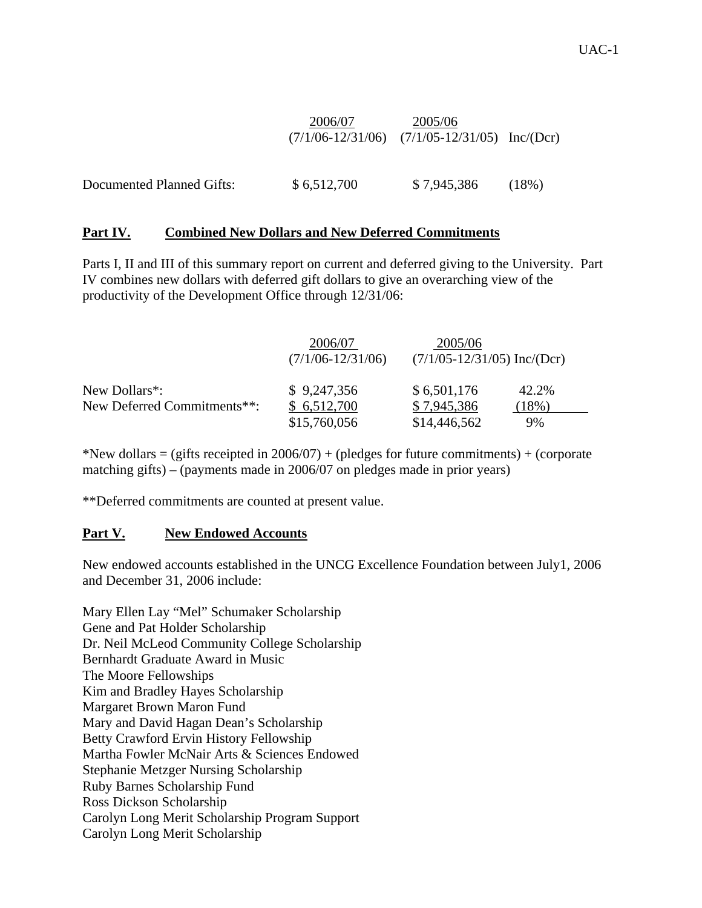| | 2006/07 (7/1/06-12/31/06) | 2005/06 (7/1/05-12/31/05) | Inc/(Dcr) |
|---|---|---|---|
| Documented Planned Gifts: | $ 6,512,700 | $ 7,945,386 | (18%) |

## Part IV. Combined New Dollars and New Deferred Commitments

Parts I, II and III of this summary report on current and deferred giving to the University. Part IV combines new dollars with deferred gift dollars to give an overarching view of the productivity of the Development Office through 12/31/06:

| | 2006/07 (7/1/06-12/31/06) | 2005/06 (7/1/05-12/31/05) | Inc/(Dcr) |
|---|---|---|---|
| New Dollars*: | $ 9,247,356 | $ 6,501,176 | 42.2% |
| New Deferred Commitments**: | $ 6,512,700 | $ 7,945,386 | (18%) |
| | $15,760,056 | $14,446,562 | 9% |

*New dollars = (gifts receipted in 2006/07) + (pledges for future commitments) + (corporate matching gifts) – (payments made in 2006/07 on pledges made in prior years)

**Deferred commitments are counted at present value.

## Part V. New Endowed Accounts

New endowed accounts established in the UNCG Excellence Foundation between July1, 2006 and December 31, 2006 include:

Mary Ellen Lay "Mel" Schumaker Scholarship
Gene and Pat Holder Scholarship
Dr. Neil McLeod Community College Scholarship
Bernhardt Graduate Award in Music
The Moore Fellowships
Kim and Bradley Hayes Scholarship
Margaret Brown Maron Fund
Mary and David Hagan Dean's Scholarship
Betty Crawford Ervin History Fellowship
Martha Fowler McNair Arts & Sciences Endowed
Stephanie Metzger Nursing Scholarship
Ruby Barnes Scholarship Fund
Ross Dickson Scholarship
Carolyn Long Merit Scholarship Program Support
Carolyn Long Merit Scholarship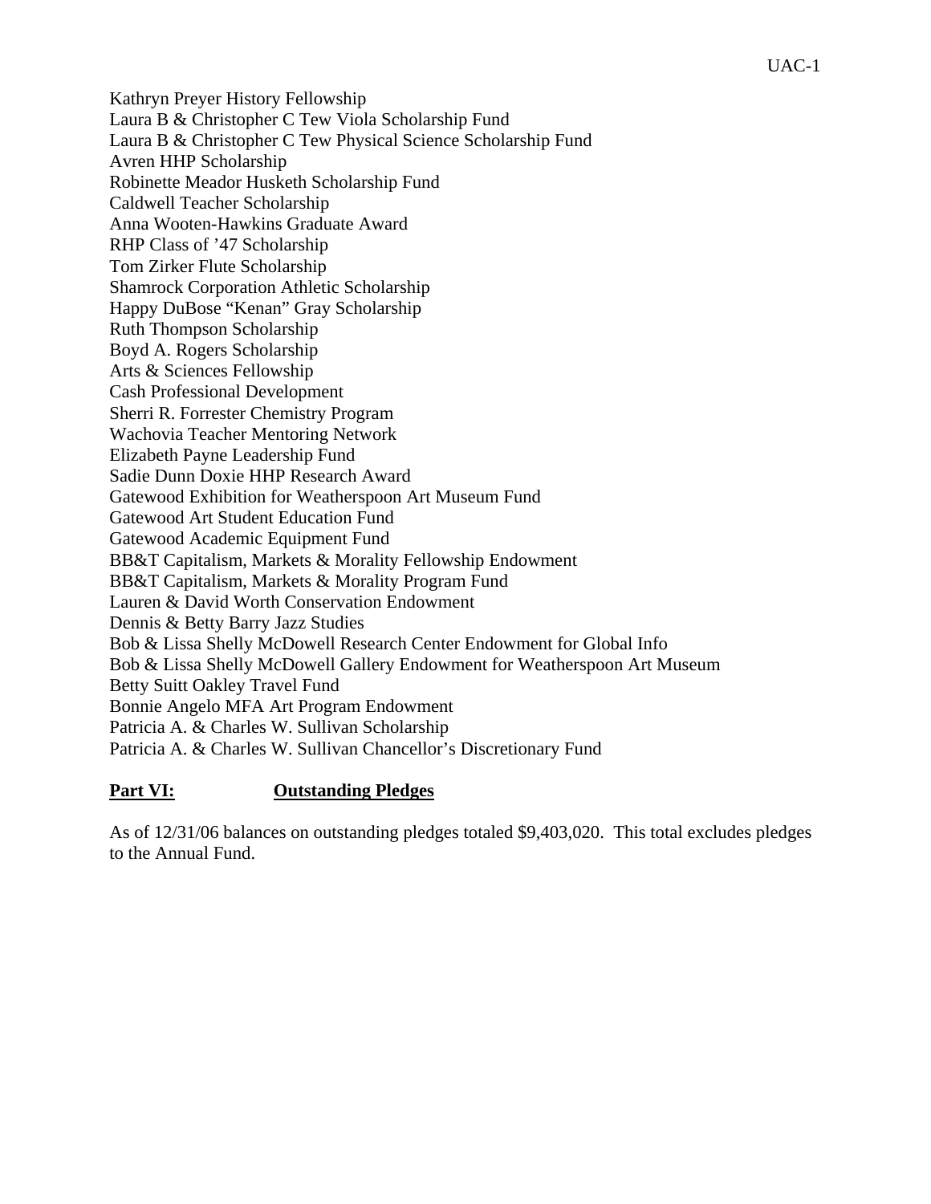Kathryn Preyer History Fellowship
Laura B & Christopher C Tew Viola Scholarship Fund
Laura B & Christopher C Tew Physical Science Scholarship Fund
Avren HHP Scholarship
Robinette Meador Husketh Scholarship Fund
Caldwell Teacher Scholarship
Anna Wooten-Hawkins Graduate Award
RHP Class of ’47 Scholarship
Tom Zirker Flute Scholarship
Shamrock Corporation Athletic Scholarship
Happy DuBose “Kenan” Gray Scholarship
Ruth Thompson Scholarship
Boyd A. Rogers Scholarship
Arts & Sciences Fellowship
Cash Professional Development
Sherri R. Forrester Chemistry Program
Wachovia Teacher Mentoring Network
Elizabeth Payne Leadership Fund
Sadie Dunn Doxie HHP Research Award
Gatewood Exhibition for Weatherspoon Art Museum Fund
Gatewood Art Student Education Fund
Gatewood Academic Equipment Fund
BB&T Capitalism, Markets & Morality Fellowship Endowment
BB&T Capitalism, Markets & Morality Program Fund
Lauren & David Worth Conservation Endowment
Dennis & Betty Barry Jazz Studies
Bob & Lissa Shelly McDowell Research Center Endowment for Global Info
Bob & Lissa Shelly McDowell Gallery Endowment for Weatherspoon Art Museum
Betty Suitt Oakley Travel Fund
Bonnie Angelo MFA Art Program Endowment
Patricia A. & Charles W. Sullivan Scholarship
Patricia A. & Charles W. Sullivan Chancellor’s Discretionary Fund

## Part VI: Outstanding Pledges

As of 12/31/06 balances on outstanding pledges totaled $9,403,020. This total excludes pledges to the Annual Fund.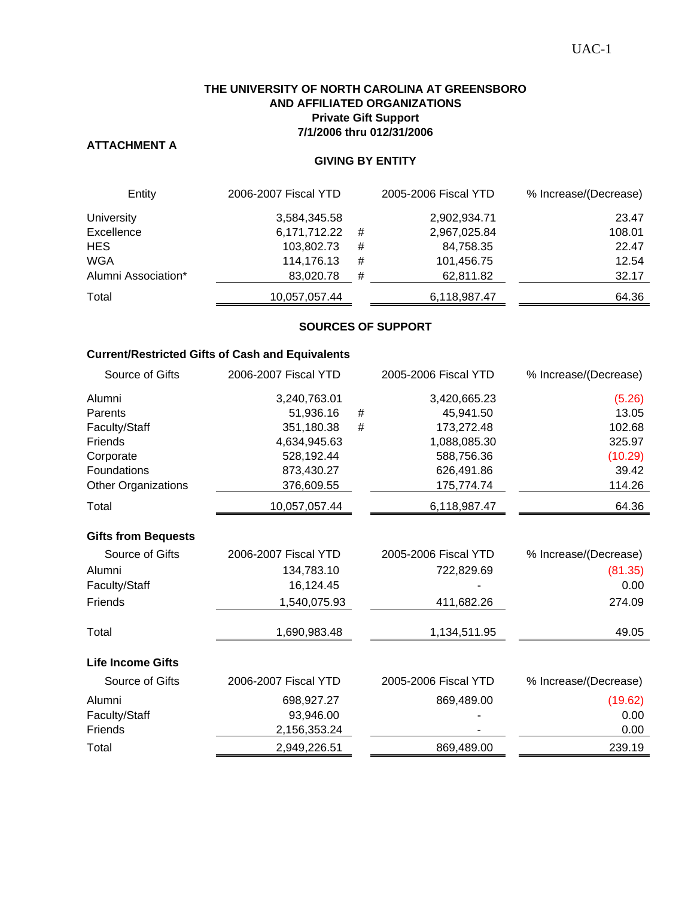UAC-1

# THE UNIVERSITY OF NORTH CAROLINA AT GREENSBORO
# AND AFFILIATED ORGANIZATIONS
## Private Gift Support
## 7/1/2006 thru 012/31/2006

**ATTACHMENT A**

### GIVING BY ENTITY

| Entity | 2006-2007 Fiscal YTD | | 2005-2006 Fiscal YTD | % Increase/(Decrease) |
|---|---|---|---|---|
| University | 3,584,345.58 | | 2,902,934.71 | 23.47 |
| Excellence | 6,171,712.22 | # | 2,967,025.84 | 108.01 |
| HES | 103,802.73 | # | 84,758.35 | 22.47 |
| WGA | 114,176.13 | # | 101,456.75 | 12.54 |
| Alumni Association* | 83,020.78 | # | 62,811.82 | 32.17 |
| Total | 10,057,057.44 | | 6,118,987.47 | 64.36 |

### SOURCES OF SUPPORT

**Current/Restricted Gifts of Cash and Equivalents**

| Source of Gifts | 2006-2007 Fiscal YTD | | 2005-2006 Fiscal YTD | % Increase/(Decrease) |
|---|---|---|---|---|
| Alumni | 3,240,763.01 | | 3,420,665.23 | (5.26) |
| Parents | 51,936.16 | # | 45,941.50 | 13.05 |
| Faculty/Staff | 351,180.38 | # | 173,272.48 | 102.68 |
| Friends | 4,634,945.63 | | 1,088,085.30 | 325.97 |
| Corporate | 528,192.44 | | 588,756.36 | (10.29) |
| Foundations | 873,430.27 | | 626,491.86 | 39.42 |
| Other Organizations | 376,609.55 | | 175,774.74 | 114.26 |
| Total | 10,057,057.44 | | 6,118,987.47 | 64.36 |

**Gifts from Bequests**

| Source of Gifts | 2006-2007 Fiscal YTD | 2005-2006 Fiscal YTD | % Increase/(Decrease) |
|---|---|---|---|
| Alumni | 134,783.10 | 722,829.69 | (81.35) |
| Faculty/Staff | 16,124.45 | - | 0.00 |
| Friends | 1,540,075.93 | 411,682.26 | 274.09 |
| Total | 1,690,983.48 | 1,134,511.95 | 49.05 |

**Life Income Gifts**

| Source of Gifts | 2006-2007 Fiscal YTD | 2005-2006 Fiscal YTD | % Increase/(Decrease) |
|---|---|---|---|
| Alumni | 698,927.27 | 869,489.00 | (19.62) |
| Faculty/Staff | 93,946.00 | - | 0.00 |
| Friends | 2,156,353.24 | - | 0.00 |
| Total | 2,949,226.51 | 869,489.00 | 239.19 |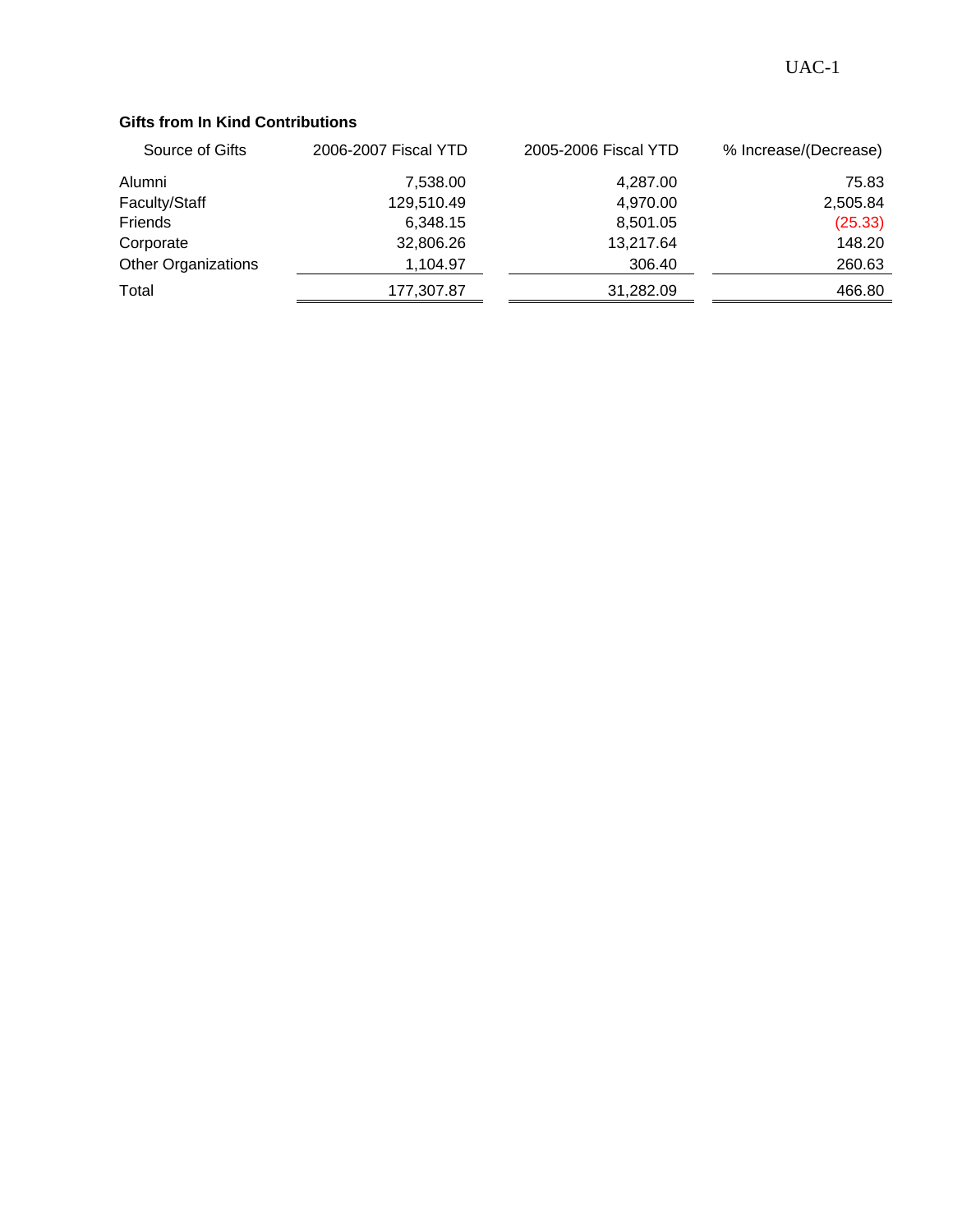**Gifts from In Kind Contributions**

| Source of Gifts | 2006-2007 Fiscal YTD | 2005-2006 Fiscal YTD | % Increase/(Decrease) |
|---|---|---|---|
| Alumni | 7,538.00 | 4,287.00 | 75.83 |
| Faculty/Staff | 129,510.49 | 4,970.00 | 2,505.84 |
| Friends | 6,348.15 | 8,501.05 | (25.33) |
| Corporate | 32,806.26 | 13,217.64 | 148.20 |
| Other Organizations | 1,104.97 | 306.40 | 260.63 |
| Total | 177,307.87 | 31,282.09 | 466.80 |